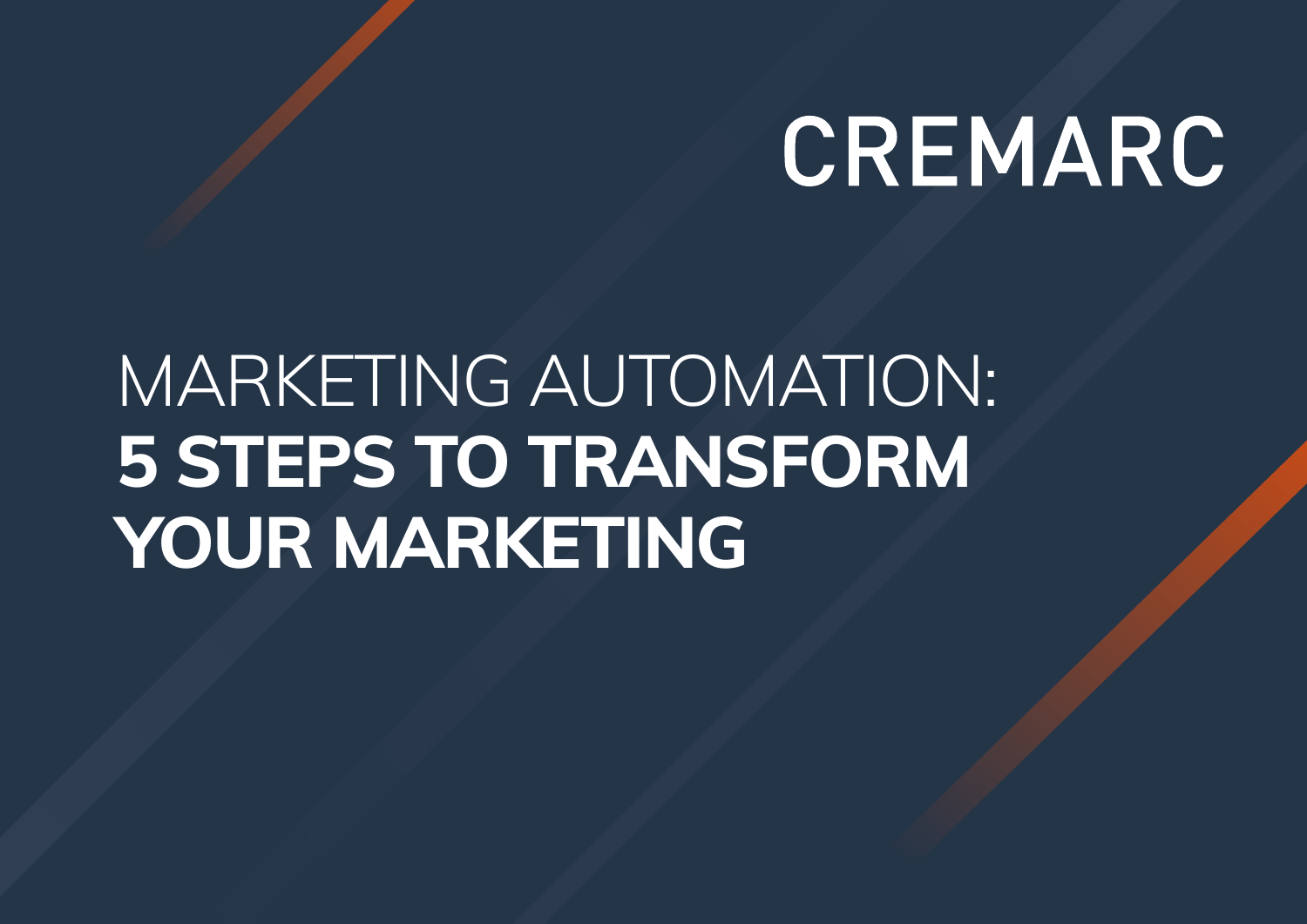CREMARC

# MARKETING AUTOMATION: **5 STEPS TO TRANSFORM YOUR MARKETING**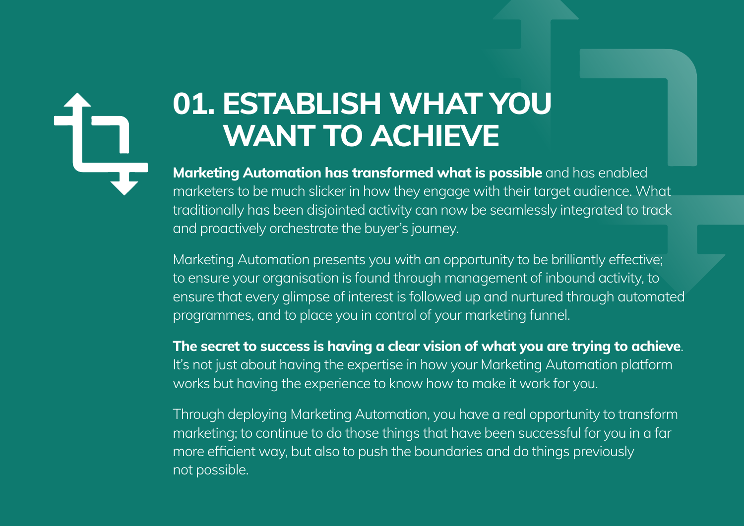# 01. ESTABLISH WHAT YOU WANT TO ACHIEVE

**Marketing Automation has transformed what is possible** and has enabled marketers to be much slicker in how they engage with their target audience. What traditionally has been disjointed activity can now be seamlessly integrated to track and proactively orchestrate the buyer's journey.

Marketing Automation presents you with an opportunity to be brilliantly effective; to ensure your organisation is found through management of inbound activity, to ensure that every glimpse of interest is followed up and nurtured through automated programmes, and to place you in control of your marketing funnel.

**The secret to success is having a clear vision of what you are trying to achieve**. It's not just about having the expertise in how your Marketing Automation platform works but having the experience to know how to make it work for you.

Through deploying Marketing Automation, you have a real opportunity to transform marketing; to continue to do those things that have been successful for you in a far more efficient way, but also to push the boundaries and do things previously not possible.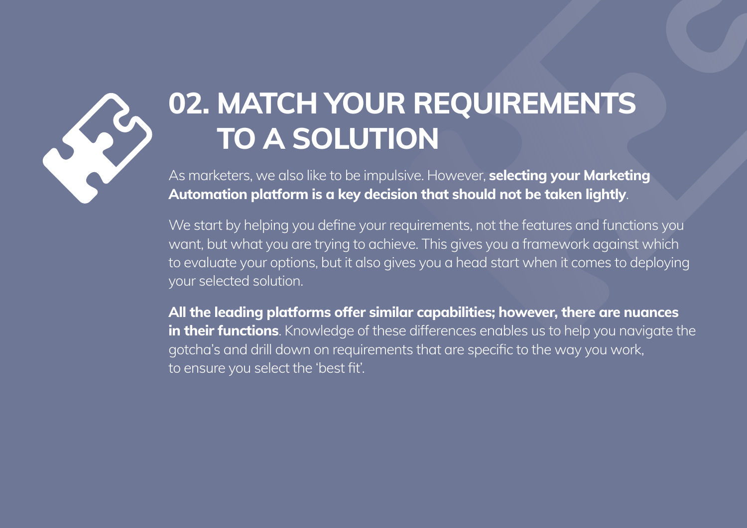# 02. MATCH YOUR REQUIREMENTS TO A SOLUTION

As marketers, we also like to be impulsive. However, **selecting your Marketing Automation platform is a key decision that should not be taken lightly**.

We start by helping you define your requirements, not the features and functions you want, but what you are trying to achieve. This gives you a framework against which to evaluate your options, but it also gives you a head start when it comes to deploying your selected solution.

**All the leading platforms offer similar capabilities; however, there are nuances in their functions**. Knowledge of these differences enables us to help you navigate the gotcha's and drill down on requirements that are specific to the way you work, to ensure you select the 'best fit'.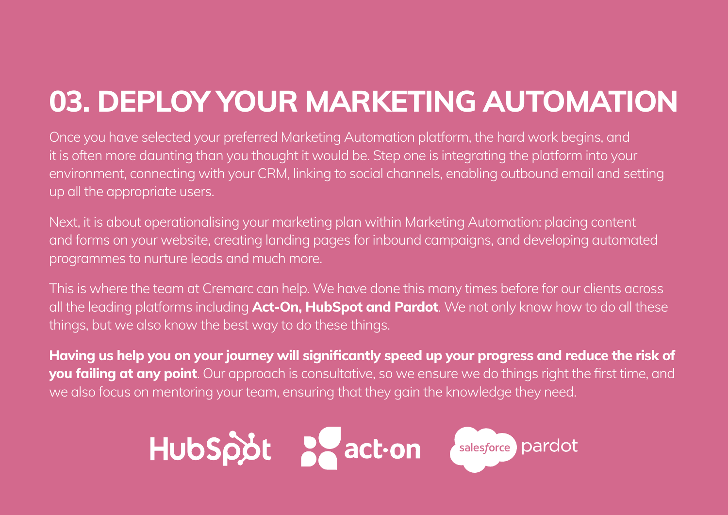# 03. DEPLOY YOUR MARKETING AUTOMATION

Once you have selected your preferred Marketing Automation platform, the hard work begins, and it is often more daunting than you thought it would be. Step one is integrating the platform into your environment, connecting with your CRM, linking to social channels, enabling outbound email and setting up all the appropriate users.

Next, it is about operationalising your marketing plan within Marketing Automation: placing content and forms on your website, creating landing pages for inbound campaigns, and developing automated programmes to nurture leads and much more.

This is where the team at Cremarc can help. We have done this many times before for our clients across all the leading platforms including **Act-On, HubSpot and Pardot**. We not only know how to do all these things, but we also know the best way to do these things.

**Having us help you on your journey will significantly speed up your progress and reduce the risk of you failing at any point**. Our approach is consultative, so we ensure we do things right the first time, and we also focus on mentoring your team, ensuring that they gain the knowledge they need.

HubSpot act-on salesforce pardot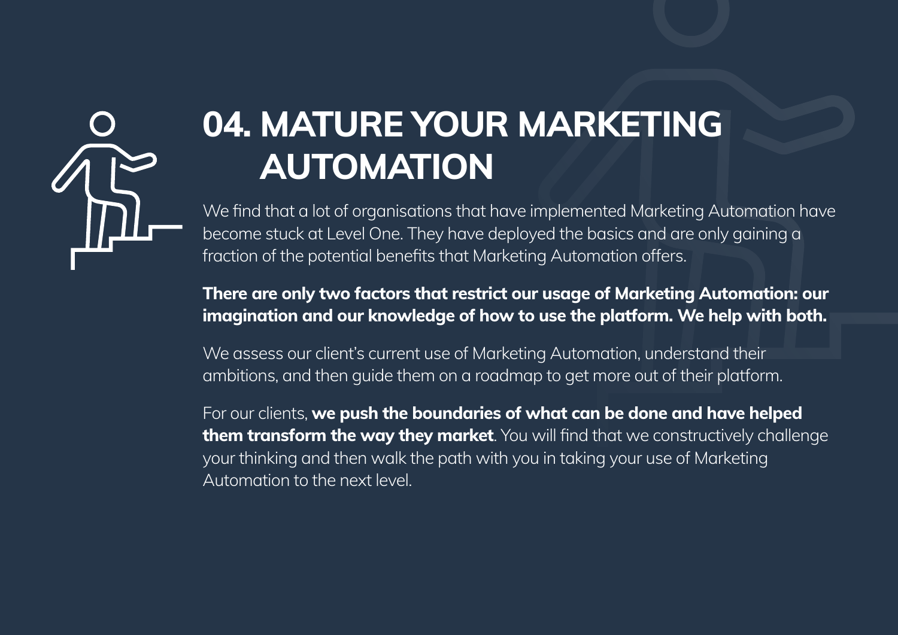# 04. MATURE YOUR MARKETING AUTOMATION

We find that a lot of organisations that have implemented Marketing Automation have become stuck at Level One. They have deployed the basics and are only gaining a fraction of the potential benefits that Marketing Automation offers.

**There are only two factors that restrict our usage of Marketing Automation: our imagination and our knowledge of how to use the platform. We help with both.**

We assess our client's current use of Marketing Automation, understand their ambitions, and then guide them on a roadmap to get more out of their platform.

For our clients, **we push the boundaries of what can be done and have helped them transform the way they market**. You will find that we constructively challenge your thinking and then walk the path with you in taking your use of Marketing Automation to the next level.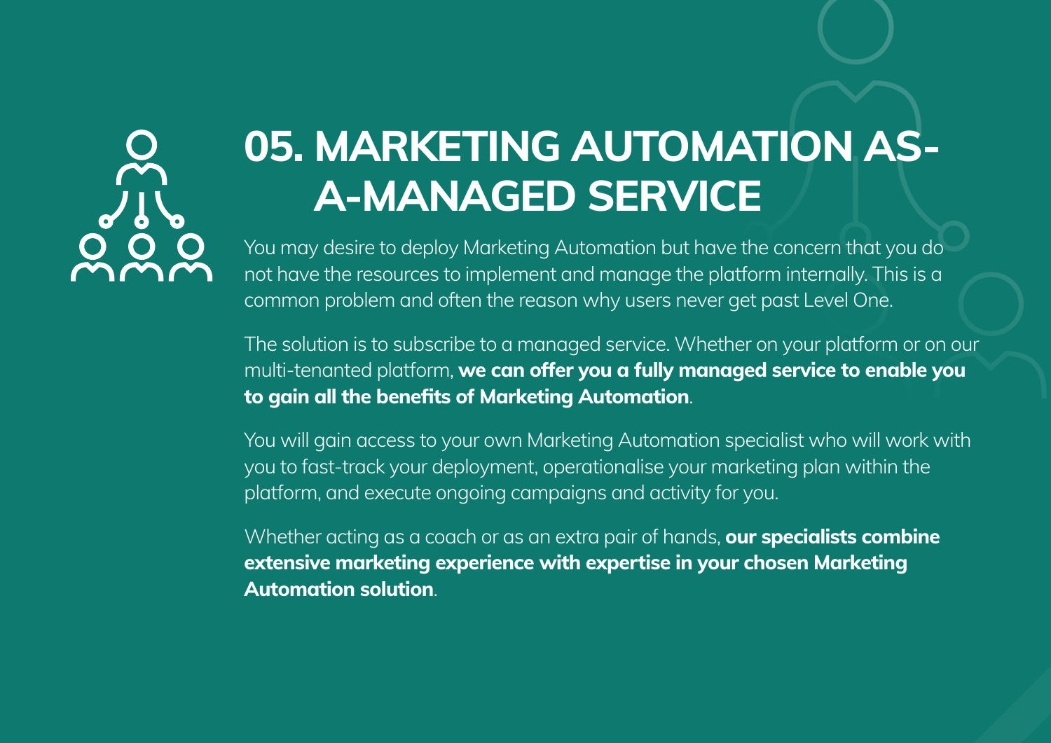# 05. MARKETING AUTOMATION AS-A-MANAGED SERVICE

You may desire to deploy Marketing Automation but have the concern that you do not have the resources to implement and manage the platform internally. This is a common problem and often the reason why users never get past Level One.

The solution is to subscribe to a managed service. Whether on your platform or on our multi-tenanted platform, **we can offer you a fully managed service to enable you to gain all the benefits of Marketing Automation**.

You will gain access to your own Marketing Automation specialist who will work with you to fast-track your deployment, operationalise your marketing plan within the platform, and execute ongoing campaigns and activity for you.

Whether acting as a coach or as an extra pair of hands, **our specialists combine extensive marketing experience with expertise in your chosen Marketing Automation solution**.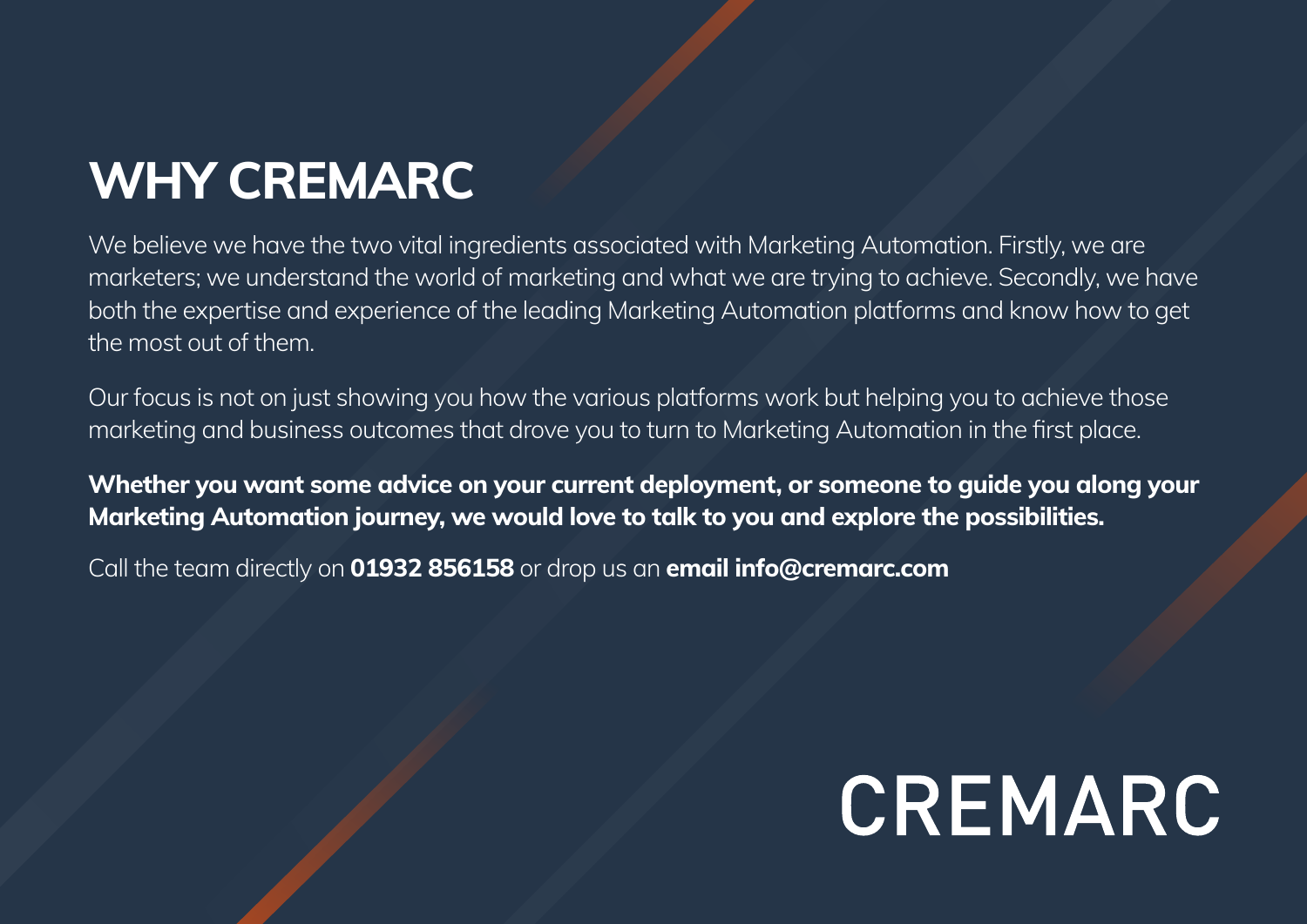# WHY CREMARC

We believe we have the two vital ingredients associated with Marketing Automation. Firstly, we are marketers; we understand the world of marketing and what we are trying to achieve. Secondly, we have both the expertise and experience of the leading Marketing Automation platforms and know how to get the most out of them.

Our focus is not on just showing you how the various platforms work but helping you to achieve those marketing and business outcomes that drove you to turn to Marketing Automation in the first place.

**Whether you want some advice on your current deployment, or someone to guide you along your Marketing Automation journey, we would love to talk to you and explore the possibilities.**

Call the team directly on **01932 856158** or drop us an **email info@cremarc.com**

CREMARC